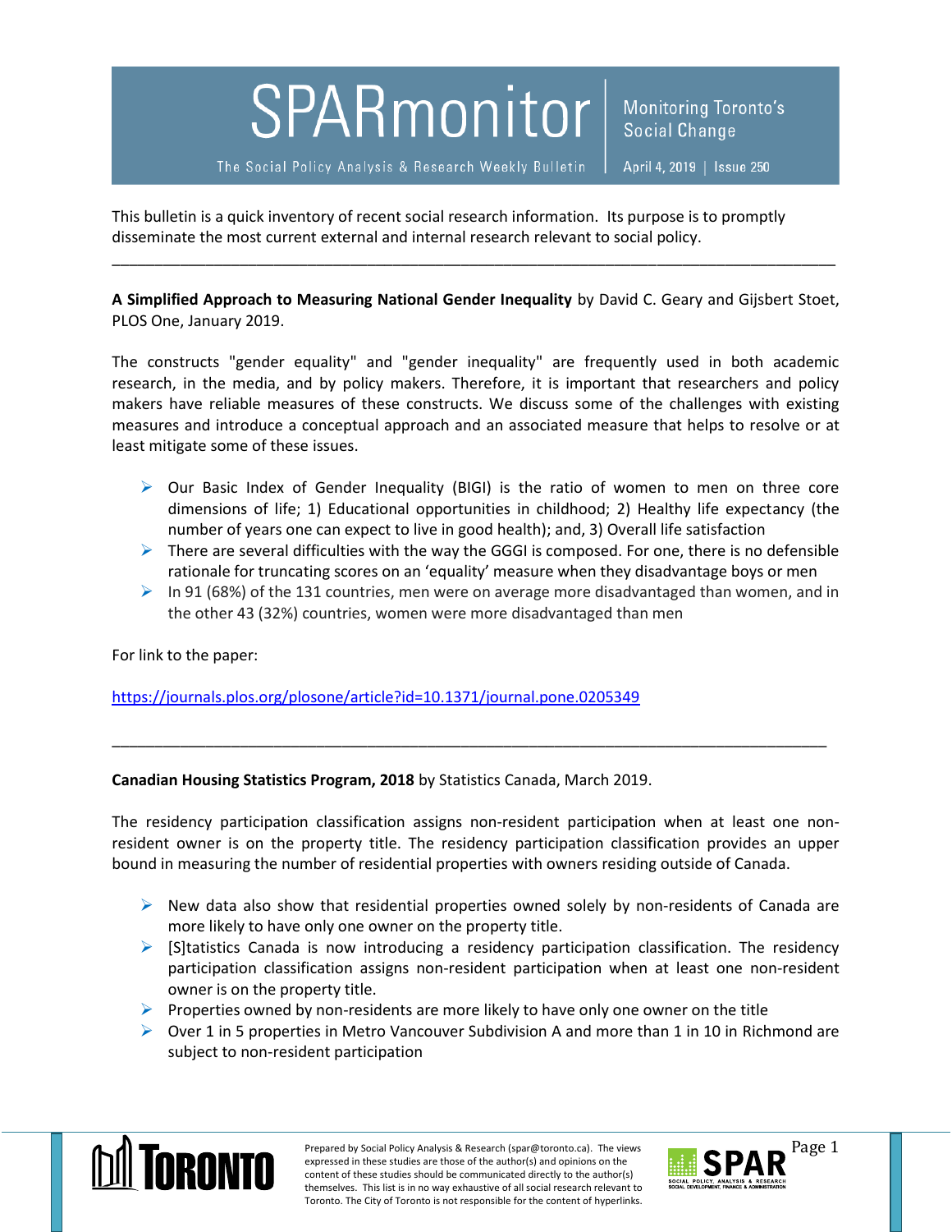# SPARmonitor

**Monitoring Toronto's Social Change**

The Social Policy Analysis & Research Weekly Bulletin

April 4, 2019 | Issue 250

This bulletin is a quick inventory of recent social research information. Its purpose is to promptly disseminate the most current external and internal research relevant to social policy.

---

**A Simplified Approach to Measuring National Gender Inequality** by David C. Geary and Gijsbert Stoet, PLOS One, January 2019.

The constructs "gender equality" and "gender inequality" are frequently used in both academic research, in the media, and by policy makers. Therefore, it is important that researchers and policy makers have reliable measures of these constructs. We discuss some of the challenges with existing measures and introduce a conceptual approach and an associated measure that helps to resolve or at least mitigate some of these issues.

- Our Basic Index of Gender Inequality (BIGI) is the ratio of women to men on three core dimensions of life; 1) Educational opportunities in childhood; 2) Healthy life expectancy (the number of years one can expect to live in good health); and, 3) Overall life satisfaction
- There are several difficulties with the way the GGGI is composed. For one, there is no defensible rationale for truncating scores on an 'equality' measure when they disadvantage boys or men
- In 91 (68%) of the 131 countries, men were on average more disadvantaged than women, and in the other 43 (32%) countries, women were more disadvantaged than men

For link to the paper:

https://journals.plos.org/plosone/article?id=10.1371/journal.pone.0205349

---

**Canadian Housing Statistics Program, 2018** by Statistics Canada, March 2019.

The residency participation classification assigns non-resident participation when at least one non-resident owner is on the property title. The residency participation classification provides an upper bound in measuring the number of residential properties with owners residing outside of Canada.

- New data also show that residential properties owned solely by non-residents of Canada are more likely to have only one owner on the property title.
- [S]tatistics Canada is now introducing a residency participation classification. The residency participation classification assigns non-resident participation when at least one non-resident owner is on the property title.
- Properties owned by non-residents are more likely to have only one owner on the title
- Over 1 in 5 properties in Metro Vancouver Subdivision A and more than 1 in 10 in Richmond are subject to non-resident participation

Prepared by Social Policy Analysis & Research (spar@toronto.ca). The views expressed in these studies are those of the author(s) and opinions on the content of these studies should be communicated directly to the author(s) themselves. This list is in no way exhaustive of all social research relevant to Toronto. The City of Toronto is not responsible for the content of hyperlinks.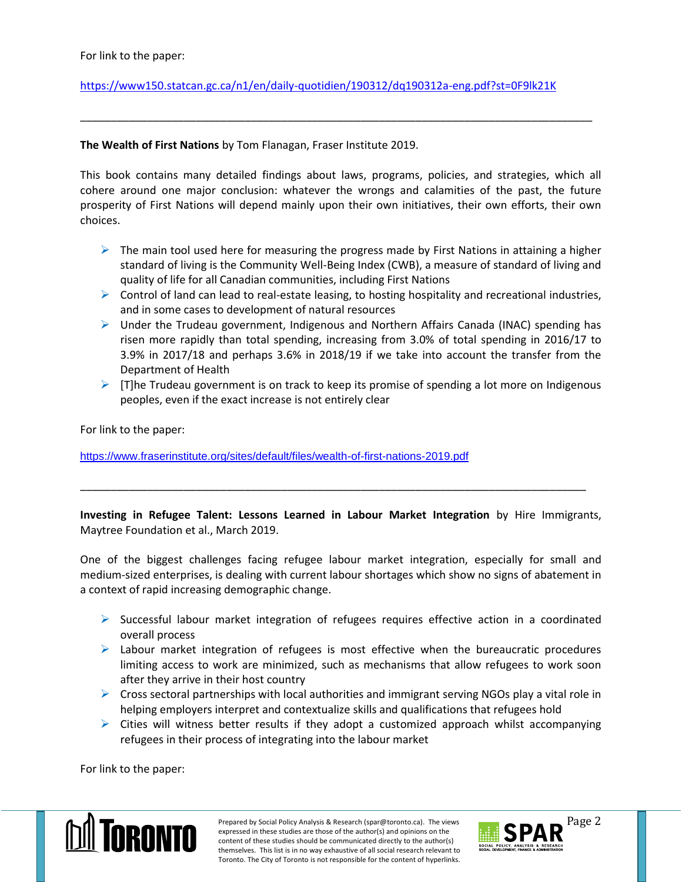For link to the paper:

https://www150.statcan.gc.ca/n1/en/daily-quotidien/190312/dq190312a-eng.pdf?st=0F9lk21K

---

**The Wealth of First Nations** by Tom Flanagan, Fraser Institute 2019.

This book contains many detailed findings about laws, programs, policies, and strategies, which all cohere around one major conclusion: whatever the wrongs and calamities of the past, the future prosperity of First Nations will depend mainly upon their own initiatives, their own efforts, their own choices.

- The main tool used here for measuring the progress made by First Nations in attaining a higher standard of living is the Community Well-Being Index (CWB), a measure of standard of living and quality of life for all Canadian communities, including First Nations
- Control of land can lead to real-estate leasing, to hosting hospitality and recreational industries, and in some cases to development of natural resources
- Under the Trudeau government, Indigenous and Northern Affairs Canada (INAC) spending has risen more rapidly than total spending, increasing from 3.0% of total spending in 2016/17 to 3.9% in 2017/18 and perhaps 3.6% in 2018/19 if we take into account the transfer from the Department of Health
- [T]he Trudeau government is on track to keep its promise of spending a lot more on Indigenous peoples, even if the exact increase is not entirely clear

For link to the paper:

https://www.fraserinstitute.org/sites/default/files/wealth-of-first-nations-2019.pdf

---

**Investing in Refugee Talent: Lessons Learned in Labour Market Integration** by Hire Immigrants, Maytree Foundation et al., March 2019.

One of the biggest challenges facing refugee labour market integration, especially for small and medium-sized enterprises, is dealing with current labour shortages which show no signs of abatement in a context of rapid increasing demographic change.

- Successful labour market integration of refugees requires effective action in a coordinated overall process
- Labour market integration of refugees is most effective when the bureaucratic procedures limiting access to work are minimized, such as mechanisms that allow refugees to work soon after they arrive in their host country
- Cross sectoral partnerships with local authorities and immigrant serving NGOs play a vital role in helping employers interpret and contextualize skills and qualifications that refugees hold
- Cities will witness better results if they adopt a customized approach whilst accompanying refugees in their process of integrating into the labour market

For link to the paper: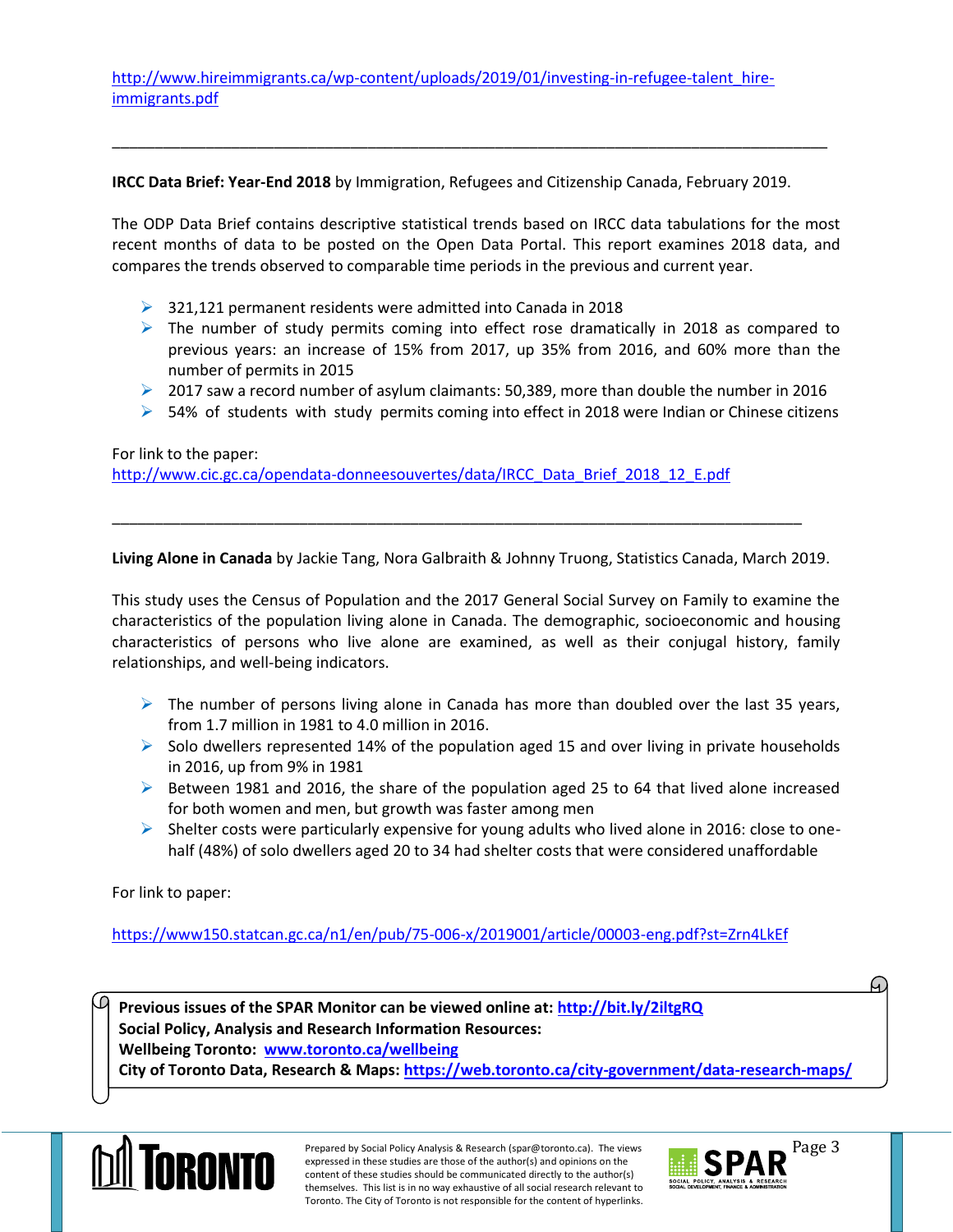http://www.hireimmigrants.ca/wp-content/uploads/2019/01/investing-in-refugee-talent_hire-immigrants.pdf

---

**IRCC Data Brief: Year-End 2018** by Immigration, Refugees and Citizenship Canada, February 2019.

The ODP Data Brief contains descriptive statistical trends based on IRCC data tabulations for the most recent months of data to be posted on the Open Data Portal. This report examines 2018 data, and compares the trends observed to comparable time periods in the previous and current year.

- 321,121 permanent residents were admitted into Canada in 2018
- The number of study permits coming into effect rose dramatically in 2018 as compared to previous years: an increase of 15% from 2017, up 35% from 2016, and 60% more than the number of permits in 2015
- 2017 saw a record number of asylum claimants: 50,389, more than double the number in 2016
- 54% of students with study permits coming into effect in 2018 were Indian or Chinese citizens

For link to the paper:
http://www.cic.gc.ca/opendata-donneesouvertes/data/IRCC_Data_Brief_2018_12_E.pdf

---

**Living Alone in Canada** by Jackie Tang, Nora Galbraith & Johnny Truong, Statistics Canada, March 2019.

This study uses the Census of Population and the 2017 General Social Survey on Family to examine the characteristics of the population living alone in Canada. The demographic, socioeconomic and housing characteristics of persons who live alone are examined, as well as their conjugal history, family relationships, and well-being indicators.

- The number of persons living alone in Canada has more than doubled over the last 35 years, from 1.7 million in 1981 to 4.0 million in 2016.
- Solo dwellers represented 14% of the population aged 15 and over living in private households in 2016, up from 9% in 1981
- Between 1981 and 2016, the share of the population aged 25 to 64 that lived alone increased for both women and men, but growth was faster among men
- Shelter costs were particularly expensive for young adults who lived alone in 2016: close to one-half (48%) of solo dwellers aged 20 to 34 had shelter costs that were considered unaffordable

For link to paper:

https://www150.statcan.gc.ca/n1/en/pub/75-006-x/2019001/article/00003-eng.pdf?st=Zrn4LkEf

**Previous issues of the SPAR Monitor can be viewed online at: http://bit.ly/2iltgRQ**
**Social Policy, Analysis and Research Information Resources:**
**Wellbeing Toronto: www.toronto.ca/wellbeing**
**City of Toronto Data, Research & Maps: https://web.toronto.ca/city-government/data-research-maps/**

Prepared by Social Policy Analysis & Research (spar@toronto.ca). The views expressed in these studies are those of the author(s) and opinions on the content of these studies should be communicated directly to the author(s) themselves. This list is in no way exhaustive of all social research relevant to Toronto. The City of Toronto is not responsible for the content of hyperlinks.